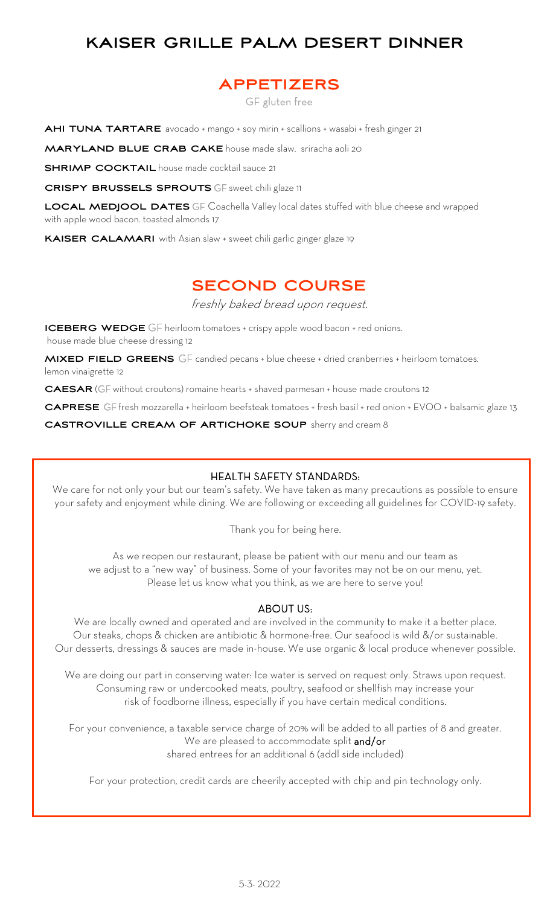# KAISER GRILLE PALM DESERT DINNER

## APPETIZERS

GF gluten free

**AHI TUNA TARTARE** avocado + mango + soy mirin + scallions + wasabi + fresh ginger 21

**MARYLAND BLUE CRAB CAKE** house made slaw. sriracha aoli 20

**SHRIMP COCKTAIL** house made cocktail sauce 21

**CRISPY BRUSSELS SPROUTS** GF sweet chili glaze 11

**LOCAL MEDJOOL DATES** GF Coachella Valley local dates stuffed with blue cheese and wrapped with apple wood bacon. toasted almonds 17

**KAISER CALAMARI** with Asian slaw + sweet chili garlic ginger glaze 19

## SECOND COURSE

*freshly baked bread upon request.*

**ICEBERG WEDGE** GF heirloom tomatoes + crispy apple wood bacon + red onions. house made blue cheese dressing 12

**MIXED FIELD GREENS** GF candied pecans + blue cheese + dried cranberries + heirloom tomatoes. lemon vinaigrette 12

**CAESAR** (GF without croutons) romaine hearts + shaved parmesan + house made croutons 12

**CAPRESE** GF fresh mozzarella + heirloom beefsteak tomatoes + fresh basil + red onion + EVOO + balsamic glaze 13

**CASTROVILLE CREAM OF ARTICHOKE SOUP** sherry and cream 8

### HEALTH SAFETY STANDARDS:

We care for not only your but our team's safety. We have taken as many precautions as possible to ensure your safety and enjoyment while dining. We are following or exceeding all guidelines for COVID-19 safety.

Thank you for being here.

As we reopen our restaurant, please be patient with our menu and our team as we adjust to a "new way" of business. Some of your favorites may not be on our menu, yet. Please let us know what you think, as we are here to serve you!

### ABOUT US:

We are locally owned and operated and are involved in the community to make it a better place. Our steaks, chops & chicken are antibiotic & hormone-free. Our seafood is wild &/or sustainable. Our desserts, dressings & sauces are made in-house. We use organic & local produce whenever possible.

We are doing our part in conserving water: Ice water is served on request only. Straws upon request. Consuming raw or undercooked meats, poultry, seafood or shellfish may increase your risk of foodborne illness, especially if you have certain medical conditions.

For your convenience, a taxable service charge of 20% will be added to all parties of 8 and greater. We are pleased to accommodate split **and/or** shared entrees for an additional 6 (addl side included)

For your protection, credit cards are cheerily accepted with chip and pin technology only.

5-3- 2022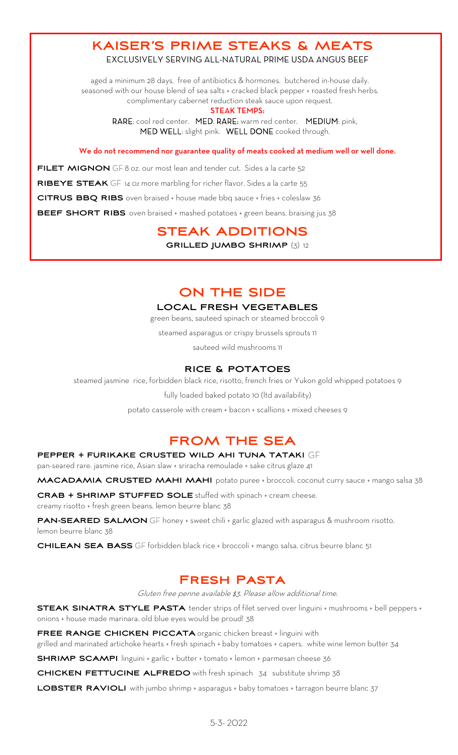# KAISER'S PRIME STEAKS & MEATS

EXCLUSIVELY SERVING ALL-NATURAL PRIME USDA ANGUS BEEF

aged a minimum 28 days. free of antibiotics & hormones. butchered in-house daily.
seasoned with our house blend of sea salts + cracked black pepper + roasted fresh herbs.
complimentary cabernet reduction steak sauce upon request.

**STEAK TEMPS:**

**RARE**: cool red center. **MED. RARE:** warm red center. **MEDIUM**: pink,
**MED WELL**: slight pink. **WELL DONE** cooked through.

**We do not recommend nor guarantee quality of meats cooked at medium well or well done.**

**FILET MIGNON** GF 8 oz. our most lean and tender cut. Sides a la carte 52

**RIBEYE STEAK** GF 14 oz more marbling for richer flavor. Sides a la carte 55

**CITRUS BBQ RIBS** oven braised + house made bbq sauce + fries + coleslaw 36

**BEEF SHORT RIBS** oven braised + mashed potatoes + green beans. braising jus 38

## STEAK ADDITIONS

**GRILLED JUMBO SHRIMP** (3) 12

# ON THE SIDE

### LOCAL FRESH VEGETABLES

green beans, sauteed spinach or steamed broccoli 9

steamed asparagus or crispy brussels sprouts 11

sauteed wild mushrooms 11

### RICE & POTATOES

steamed jasmine rice, forbidden black rice, risotto, french fries or Yukon gold whipped potatoes 9

fully loaded baked potato 10 (ltd availability)

potato casserole with cream + bacon + scallions + mixed cheeses 9

# FROM THE SEA

**PEPPER + FURIKAKE CRUSTED WILD AHI TUNA TATAKI** GF
pan-seared rare. jasmine rice, Asian slaw + sriracha remoulade + sake citrus glaze 41

**MACADAMIA CRUSTED MAHI MAHI** potato puree + broccoli. coconut curry sauce + mango salsa 38

**CRAB + SHRIMP STUFFED SOLE** stuffed with spinach + cream cheese.
creamy risotto + fresh green beans. lemon beurre blanc 38

**PAN-SEARED SALMON** GF honey + sweet chili + garlic glazed with asparagus & mushroom risotto.
lemon beurre blanc 38

**CHILEAN SEA BASS** GF forbidden black rice + broccoli + mango salsa. citrus beurre blanc 51

# FRESH PASTA

*Gluten free penne available $3. Please allow additional time.*

**STEAK SINATRA STYLE PASTA** tender strips of filet served over linguini + mushrooms + bell peppers + onions + house made marinara. old blue eyes would be proud! 38

**FREE RANGE CHICKEN PICCATA** organic chicken breast + linguini with
grilled and marinated artichoke hearts + fresh spinach + baby tomatoes + capers. white wine lemon butter 34

**SHRIMP SCAMPI** linguini + garlic + butter + tomato + lemon + parmesan cheese 36

**CHICKEN FETTUCINE ALFREDO** with fresh spinach 34 substitute shrimp 38

**LOBSTER RAVIOLI** with jumbo shrimp + asparagus + baby tomatoes + tarragon beurre blanc 37

5-3- 2022